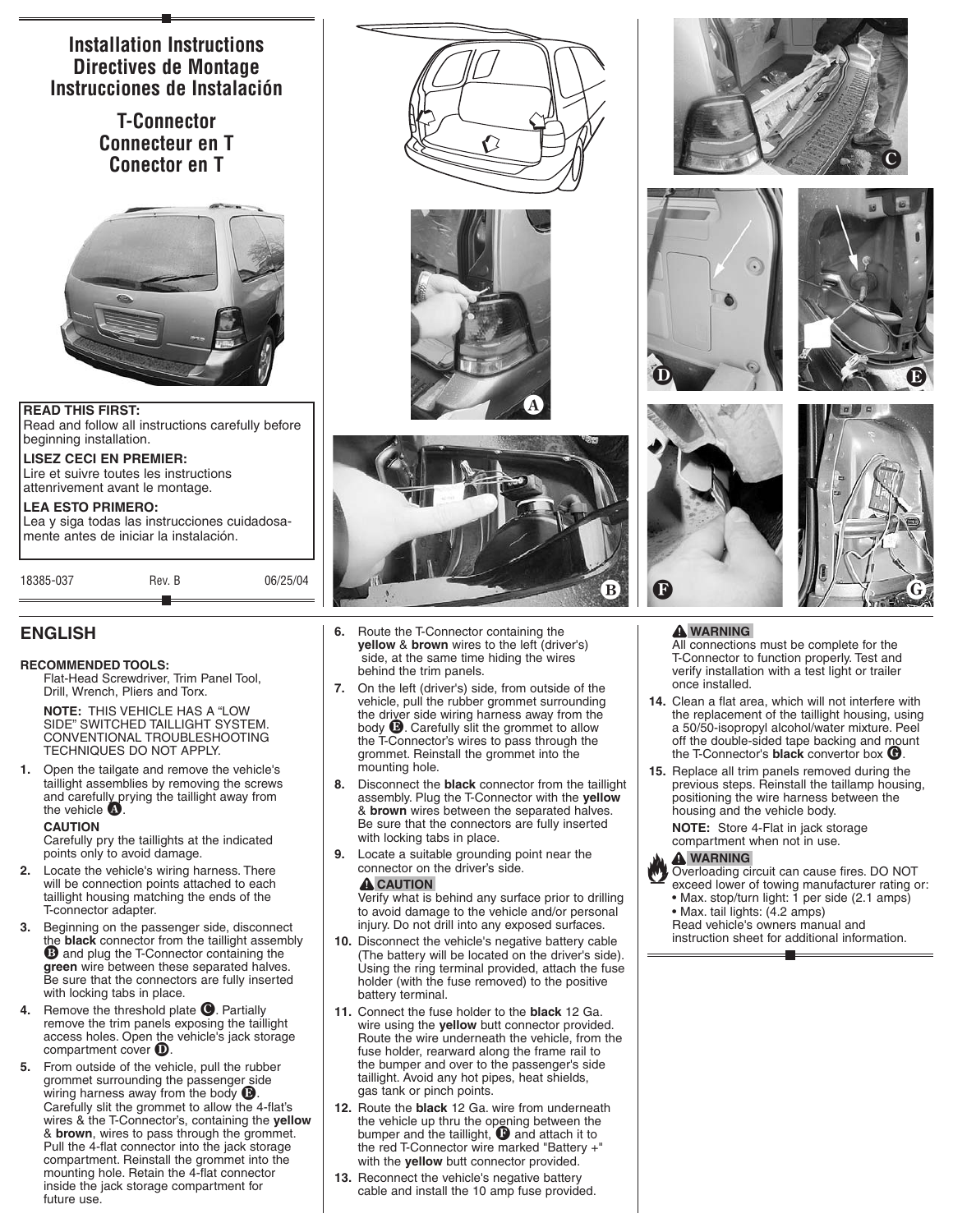# Installation Instructions
# Directives de Montage
# Instrucciones de Instalación

## T-Connector
## Connecteur en T
## Conector en T

**READ THIS FIRST:**
Read and follow all instructions carefully before beginning installation.

**LISEZ CECI EN PREMIER:**
Lire et suivre toutes les instructions attenrivement avant le montage.

**LEA ESTO PRIMERO:**
Lea y siga todas las instrucciones cuidadosamente antes de iniciar la instalación.

18385-037 Rev. B 06/25/04

## ENGLISH

**RECOMMENDED TOOLS:**
Flat-Head Screwdriver, Trim Panel Tool, Drill, Wrench, Pliers and Torx.

**NOTE:** THIS VEHICLE HAS A "LOW SIDE" SWITCHED TAILLIGHT SYSTEM. CONVENTIONAL TROUBLESHOOTING TECHNIQUES DO NOT APPLY.

1. Open the tailgate and remove the vehicle's taillight assemblies by removing the screws and carefully prying the taillight away from the vehicle **A**.

   **CAUTION**
   Carefully pry the taillights at the indicated points only to avoid damage.

2. Locate the vehicle's wiring harness. There will be connection points attached to each taillight housing matching the ends of the T-connector adapter.
3. Beginning on the passenger side, disconnect the **black** connector from the taillight assembly **B** and plug the T-Connector containing the **green** wire between these separated halves. Be sure that the connectors are fully inserted with locking tabs in place.
4. Remove the threshold plate **C**. Partially remove the trim panels exposing the taillight access holes. Open the vehicle's jack storage compartment cover **D**.
5. From outside of the vehicle, pull the rubber grommet surrounding the passenger side wiring harness away from the body **E**. Carefully slit the grommet to allow the 4-flat's wires & the T-Connector's, containing the **yellow** & **brown**, wires to pass through the grommet. Pull the 4-flat connector into the jack storage compartment. Reinstall the grommet into the mounting hole. Retain the 4-flat connector inside the jack storage compartment for future use.
6. Route the T-Connector containing the **yellow** & **brown** wires to the left (driver's) side, at the same time hiding the wires behind the trim panels.
7. On the left (driver's) side, from outside of the vehicle, pull the rubber grommet surrounding the driver side wiring harness away from the body **E**. Carefully slit the grommet to allow the T-Connector's wires to pass through the grommet. Reinstall the grommet into the mounting hole.
8. Disconnect the **black** connector from the taillight assembly. Plug the T-Connector with the **yellow** & **brown** wires between the separated halves. Be sure that the connectors are fully inserted with locking tabs in place.
9. Locate a suitable grounding point near the connector on the driver's side.

   **⚠ CAUTION**
   Verify what is behind any surface prior to drilling to avoid damage to the vehicle and/or personal injury. Do not drill into any exposed surfaces.

10. Disconnect the vehicle's negative battery cable (The battery will be located on the driver's side). Using the ring terminal provided, attach the fuse holder (with the fuse removed) to the positive battery terminal.
11. Connect the fuse holder to the **black** 12 Ga. wire using the **yellow** butt connector provided. Route the wire underneath the vehicle, from the fuse holder, rearward along the frame rail to the bumper and over to the passenger's side taillight. Avoid any hot pipes, heat shields, gas tank or pinch points.
12. Route the **black** 12 Ga. wire from underneath the vehicle up thru the opening between the bumper and the taillight, **F** and attach it to the red T-Connector wire marked "Battery +" with the **yellow** butt connector provided.
13. Reconnect the vehicle's negative battery cable and install the 10 amp fuse provided.

**⚠ WARNING**
All connections must be complete for the T-Connector to function properly. Test and verify installation with a test light or trailer once installed.

14. Clean a flat area, which will not interfere with the replacement of the taillight housing, using a 50/50-isopropyl alcohol/water mixture. Peel off the double-sided tape backing and mount the T-Connector's **black** convertor box **G**.
15. Replace all trim panels removed during the previous steps. Reinstall the taillamp housing, positioning the wire harness between the housing and the vehicle body.

    **NOTE:** Store 4-Flat in jack storage compartment when not in use.

**⚠ WARNING**
Overloading circuit can cause fires. DO NOT exceed lower of towing manufacturer rating or:
- Max. stop/turn light: 1 per side (2.1 amps)
- Max. tail lights: (4.2 amps)

Read vehicle's owners manual and instruction sheet for additional information.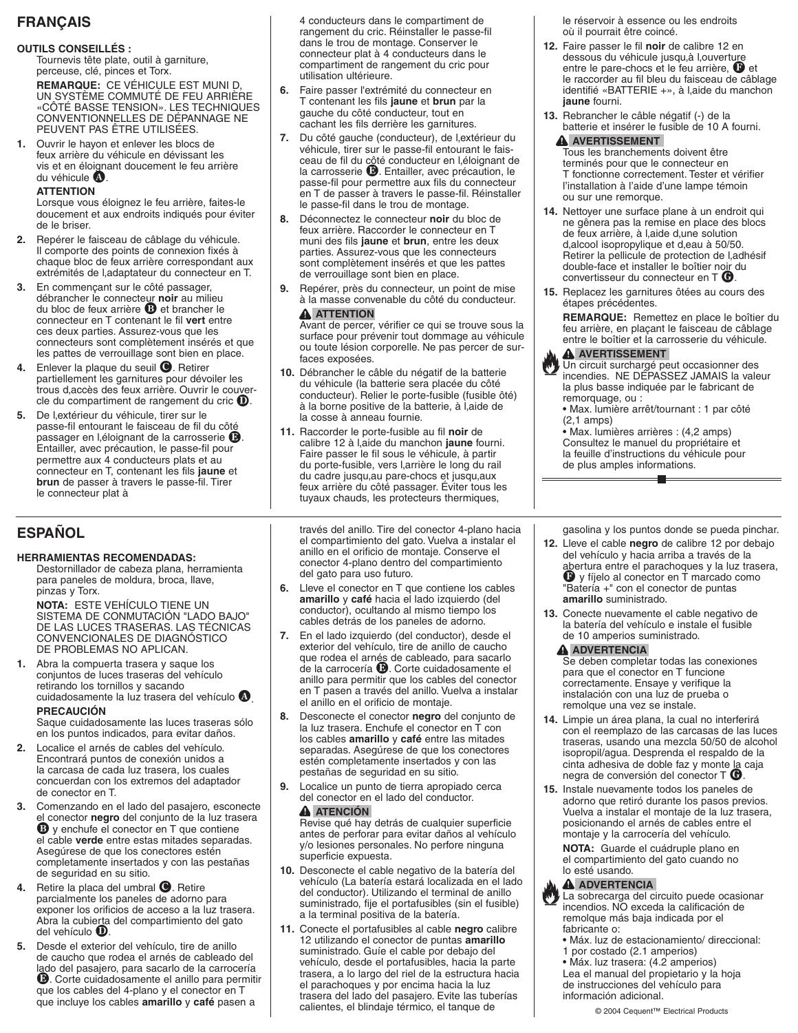## FRANÇAIS

**OUTILS CONSEILLÉS :**

Tournevis tête plate, outil à garniture, perceuse, clé, pinces et Torx.

**REMARQUE:** CE VÉHICULE EST MUNI D, UN SYSTÈME COMMUTÉ DE FEU ARRIÈRE «CÔTÉ BASSE TENSION». LES TECHNIQUES CONVENTIONNELLES DE DÉPANNAGE NE PEUVENT PAS ÊTRE UTILISÉES.

1. Ouvrir le hayon et enlever les blocs de feux arrière du véhicule en dévissant les vis et en éloignant doucement le feu arrière du véhicule **A**.

   **ATTENTION**
   Lorsque vous éloignez le feu arrière, faites-le doucement et aux endroits indiqués pour éviter de le briser.
2. Repérer le faisceau de câblage du véhicule. Il comporte des points de connexion fixés à chaque bloc de feux arrière correspondant aux extrémités de l,adaptateur du connecteur en T.
3. En commençant sur le côté passager, débrancher le connecteur **noir** au milieu du bloc de feux arrière **B** et brancher le connecteur en T contenant le fil **vert** entre ces deux parties. Assurez-vous que les connecteurs sont complètement insérés et que les pattes de verrouillage sont bien en place.
4. Enlever la plaque du seuil **C**. Retirer partiellement les garnitures pour dévoiler les trous d,accès des feux arrière. Ouvrir le couvercle du compartiment de rangement du cric **D**.
5. De l,extérieur du véhicule, tirer sur le passe-fil entourant le faisceau de fil du côté passager en l,éloignant de la carrosserie **E**. Entailler, avec précaution, le passe-fil pour permettre aux 4 conducteurs plats et au connecteur en T, contenant les fils **jaune** et **brun** de passer à travers le passe-fil. Tirer le connecteur plat à 4 conducteurs dans le compartiment de rangement du cric. Réinstaller le passe-fil dans le trou de montage. Conserver le connecteur plat à 4 conducteurs dans le compartiment de rangement du cric pour utilisation ultérieure.
6. Faire passer l'extrémité du connecteur en T contenant les fils **jaune** et **brun** par la gauche du côté conducteur, tout en cachant les fils derrière les garnitures.
7. Du côté gauche (conducteur), de l,extérieur du véhicule, tirer sur le passe-fil entourant le faisceau de fil du côté conducteur en l,éloignant de la carrosserie **E**. Entailler, avec précaution, le passe-fil pour permettre aux fils du connecteur en T de passer à travers le passe-fil. Réinstaller le passe-fil dans le trou de montage.
8. Déconnectez le connecteur **noir** du bloc de feux arrière. Raccorder le connecteur en T muni des fils **jaune** et **brun**, entre les deux parties. Assurez-vous que les connecteurs sont complètement insérés et que les pattes de verrouillage sont bien en place.
9. Repérer, près du connecteur, un point de mise à la masse convenable du côté du conducteur.

   **⚠ ATTENTION**
   Avant de percer, vérifier ce qui se trouve sous la surface pour prévenir tout dommage au véhicule ou toute lésion corporelle. Ne pas percer de surfaces exposées.
10. Débrancher le câble du négatif de la batterie du véhicule (la batterie sera placée du côté conducteur). Relier le porte-fusible (fusible ôté) à la borne positive de la batterie, à l,aide de la cosse à anneau fournie.
11. Raccorder le porte-fusible au fil **noir** de calibre 12 à l,aide du manchon **jaune** fourni. Faire passer le fil sous le véhicule, à partir du porte-fusible, vers l,arrière le long du rail du cadre jusqu,au pare-chocs et jusqu,aux feux arrière du côté passager. Éviter tous les tuyaux chauds, les protecteurs thermiques, le réservoir à essence ou les endroits où il pourrait être coincé.
12. Faire passer le fil **noir** de calibre 12 en dessous du véhicule jusqu,à l,ouverture entre le pare-chocs et le feu arrière, **F** et le raccorder au fil bleu du faisceau de câblage identifié «BATTERIE +», à l,aide du manchon **jaune** fourni.
13. Rebrancher le câble négatif (-) de la batterie et insérer le fusible de 10 A fourni.

   **⚠ AVERTISSEMENT**
   Tous les branchements doivent être terminés pour que le connecteur en T fonctionne correctement. Tester et vérifier l'installation à l'aide d'une lampe témoin ou sur une remorque.
14. Nettoyer une surface plane à un endroit qui ne gênera pas la remise en place des blocs de feux arrière, à l,aide d,une solution d,alcool isopropylique et d,eau à 50/50. Retirer la pellicule de protection de l,adhésif double-face et installer le boîtier noir du convertisseur du connecteur en T **G**.
15. Replacez les garnitures ôtées au cours des étapes précédentes.

   **REMARQUE:** Remettez en place le boîtier du feu arrière, en plaçant le faisceau de câblage entre le boîtier et la carrosserie du véhicule.

**⚠ AVERTISSEMENT**
Un circuit surchargé peut occasionner des incendies. NE DÉPASSEZ JAMAIS la valeur la plus basse indiquée par le fabricant de remorquage, ou :
- Max. lumière arrêt/tournant : 1 par côté (2,1 amps)
- Max. lumières arrières : (4,2 amps)

Consultez le manuel du propriétaire et la feuille d'instructions du véhicule pour de plus amples informations.

## ESPAÑOL

**HERRAMIENTAS RECOMENDADAS:**

Destornillador de cabeza plana, herramienta para paneles de moldura, broca, llave, pinzas y Torx.

**NOTA:** ESTE VEHÍCULO TIENE UN SISTEMA DE CONMUTACIÓN "LADO BAJO" DE LAS LUCES TRASERAS. LAS TÉCNICAS CONVENCIONALES DE DIAGNÓSTICO DE PROBLEMAS NO APLICAN.

1. Abra la compuerta trasera y saque los conjuntos de luces traseras del vehículo retirando los tornillos y sacando cuidadosamente la luz trasera del vehículo **A**.

   **PRECAUCIÓN**
   Saque cuidadosamente las luces traseras sólo en los puntos indicados, para evitar daños.
2. Localice el arnés de cables del vehículo. Encontrará puntos de conexión unidos a la carcasa de cada luz trasera, los cuales concuerdan con los extremos del adaptador de conector en T.
3. Comenzando en el lado del pasajero, esconecte el conector **negro** del conjunto de la luz trasera **B** y enchufe el conector en T que contiene el cable **verde** entre estas mitades separadas. Asegúrese de que los conectores estén completamente insertados y con las pestañas de seguridad en su sitio.
4. Retire la placa del umbral **C**. Retire parcialmente los paneles de adorno para exponer los orificios de acceso a la luz trasera. Abra la cubierta del compartimiento del gato del vehículo **D**.
5. Desde el exterior del vehículo, tire de anillo de caucho que rodea el arnés de cableado del lado del pasajero, para sacarlo de la carrocería **E**. Corte cuidadosamente el anillo para permitir que los cables del 4-plano y el conector en T que incluye los cables **amarillo** y **café** pasen a través del anillo. Tire del conector 4-plano hacia el compartimiento del gato. Vuelva a instalar el anillo en el orificio de montaje. Conserve el conector 4-plano dentro del compartimiento del gato para uso futuro.
6. Lleve el conector en T que contiene los cables **amarillo** y **café** hacia el lado izquierdo (del conductor), ocultando al mismo tiempo los cables detrás de los paneles de adorno.
7. En el lado izquierdo (del conductor), desde el exterior del vehículo, tire de anillo de caucho que rodea el arnés de cableado, para sacarlo de la carrocería **E**. Corte cuidadosamente el anillo para permitir que los cables del conector en T pasen a través del anillo. Vuelva a instalar el anillo en el orificio de montaje.
8. Desconecte el conector **negro** del conjunto de la luz trasera. Enchufe el conector en T con los cables **amarillo** y **café** entre las mitades separadas. Asegúrese de que los conectores estén completamente insertados y con las pestañas de seguridad en su sitio.
9. Localice un punto de tierra apropiado cerca del conector en el lado del conductor.

   **⚠ ATENCIÓN**
   Revise qué hay detrás de cualquier superficie antes de perforar para evitar daños al vehículo y/o lesiones personales. No perfore ninguna superficie expuesta.
10. Desconecte el cable negativo de la batería del vehículo (La batería estará localizada en el lado del conductor). Utilizando el terminal de anillo suministrado, fije el portafusibles (sin el fusible) a la terminal positiva de la batería.
11. Conecte el portafusibles al cable **negro** calibre 12 utilizando el conector de puntas **amarillo** suministrado. Guíe el cable por debajo del vehículo, desde el portafusibles, hacia la parte trasera, a lo largo del riel de la estructura hacia el parachoques y por encima hacia la luz trasera del lado del pasajero. Evite las tuberías calientes, el blindaje térmico, el tanque de gasolina y los puntos donde se pueda pinchar.
12. Lleve el cable **negro** de calibre 12 por debajo del vehículo y hacia arriba a través de la abertura entre el parachoques y la luz trasera, **F** y fíjelo al conector en T marcado como "Batería +" con el conector de puntas **amarillo** suministrado.
13. Conecte nuevamente el cable negativo de la batería del vehículo e instale el fusible de 10 amperios suministrado.

   **⚠ ADVERTENCIA**
   Se deben completar todas las conexiones para que el conector en T funcione correctamente. Ensaye y verifique la instalación con una luz de prueba o remolque una vez se instale.
14. Limpie un área plana, la cual no interferirá con el reemplazo de las carcasas de las luces traseras, usando una mezcla 50/50 de alcohol isopropil/agua. Desprenda el respaldo de la cinta adhesiva de doble faz y monte la caja negra de conversión del conector T **G**.
15. Instale nuevamente todos los paneles de adorno que retiró durante los pasos previos. Vuelva a instalar el montaje de la luz trasera, posicionando el arnés de cables entre el montaje y la carrocería del vehículo.

   **NOTA:** Guarde el cuádruple plano en el compartimiento del gato cuando no lo esté usando.

**⚠ ADVERTENCIA**
La sobrecarga del circuito puede ocasionar incendios. NO exceda la calificación de remolque más baja indicada por el fabricante o:
- Máx. luz de estacionamiento/ direccional: 1 por costado (2.1 amperios)
- Máx. luz trasera: (4.2 amperios)

Lea el manual del propietario y la hoja de instrucciones del vehículo para información adicional.

© 2004 Cequent™ Electrical Products